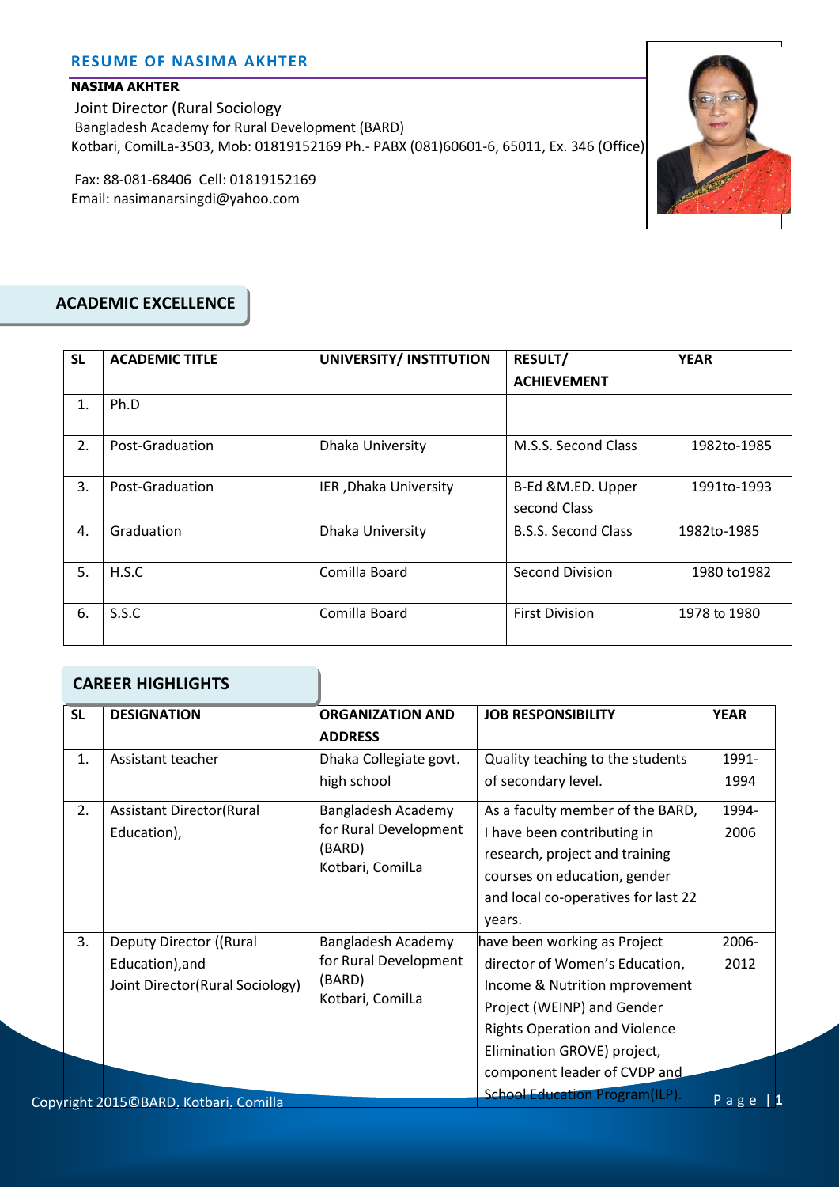## RESUME OF NASIMA AKHTER

**NASIMA AKHTER**

Joint Director (Rural Sociology
Bangladesh Academy for Rural Development (BARD)
Kotbari, ComilLa-3503, Mob: 01819152169 Ph.- PABX (081)60601-6, 65011, Ex. 346 (Office)

Fax: 88-081-68406 Cell: 01819152169
Email: nasimanarsingdi@yahoo.com

## ACADEMIC EXCELLENCE

| SL | ACADEMIC TITLE | UNIVERSITY/ INSTITUTION | RESULT/ ACHIEVEMENT | YEAR |
|---|---|---|---|---|
| 1. | Ph.D | | | |
| 2. | Post-Graduation | Dhaka University | M.S.S. Second Class | 1982to-1985 |
| 3. | Post-Graduation | IER ,Dhaka University | B-Ed &M.ED. Upper second Class | 1991to-1993 |
| 4. | Graduation | Dhaka University | B.S.S. Second Class | 1982to-1985 |
| 5. | H.S.C | Comilla Board | Second Division | 1980 to1982 |
| 6. | S.S.C | Comilla Board | First Division | 1978 to 1980 |

## CAREER HIGHLIGHTS

| SL | DESIGNATION | ORGANIZATION AND ADDRESS | JOB RESPONSIBILITY | YEAR |
|---|---|---|---|---|
| 1. | Assistant teacher | Dhaka Collegiate govt. high school | Quality teaching to the students of secondary level. | 1991-1994 |
| 2. | Assistant Director(Rural Education), | Bangladesh Academy for Rural Development (BARD) Kotbari, ComilLa | As a faculty member of the BARD, I have been contributing in research, project and training courses on education, gender and local co-operatives for last 22 years. | 1994-2006 |
| 3. | Deputy Director ((Rural Education),and Joint Director(Rural Sociology) | Bangladesh Academy for Rural Development (BARD) Kotbari, ComilLa | have been working as Project director of Women's Education, Income & Nutrition mprovement Project (WEINP) and Gender Rights Operation and Violence Elimination GROVE) project, component leader of CVDP and School Education Program(ILP). | 2006-2012 |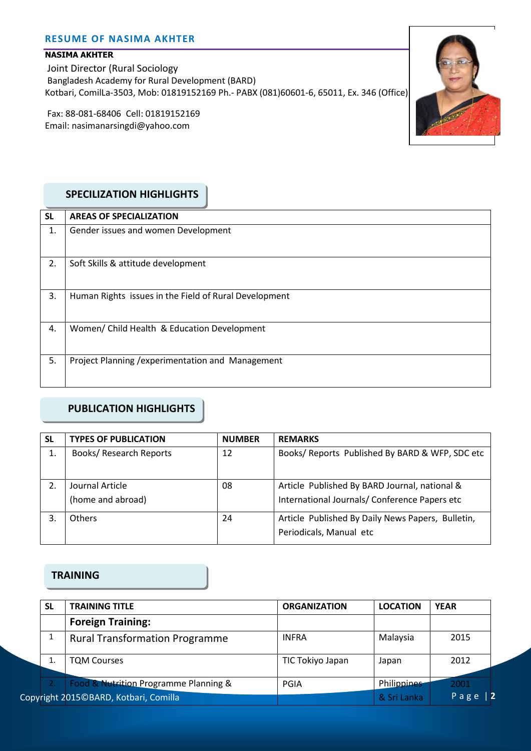## RESUME OF NASIMA AKHTER

**NASIMA AKHTER**

Joint Director (Rural Sociology

Bangladesh Academy for Rural Development (BARD)

Kotbari, ComilLa-3503, Mob: 01819152169 Ph.- PABX (081)60601-6, 65011, Ex. 346 (Office)

Fax: 88-081-68406 Cell: 01819152169

Email: nasimanarsingdi@yahoo.com

### SPECILIZATION HIGHLIGHTS

| SL | AREAS OF SPECIALIZATION |
|---|---|
| 1. | Gender issues and women Development |
| 2. | Soft Skills & attitude development |
| 3. | Human Rights issues in the Field of Rural Development |
| 4. | Women/ Child Health & Education Development |
| 5. | Project Planning /experimentation and Management |

### PUBLICATION HIGHLIGHTS

| SL | TYPES OF PUBLICATION | NUMBER | REMARKS |
|---|---|---|---|
| 1. | Books/ Research Reports | 12 | Books/ Reports Published By BARD & WFP, SDC etc |
| 2. | Journal Article (home and abroad) | 08 | Article Published By BARD Journal, national & International Journals/ Conference Papers etc |
| 3. | Others | 24 | Article Published By Daily News Papers, Bulletin, Periodicals, Manual etc |

### TRAINING

| SL | TRAINING TITLE | ORGANIZATION | LOCATION | YEAR |
|---|---|---|---|---|
| | **Foreign Training:** | | | |
| 1 | Rural Transformation Programme | INFRA | Malaysia | 2015 |
| 1. | TQM Courses | TIC Tokiyo Japan | Japan | 2012 |
| 2. | Food & Nutrition Programme Planning & | PGIA | Philippines & Sri Lanka | 2001 |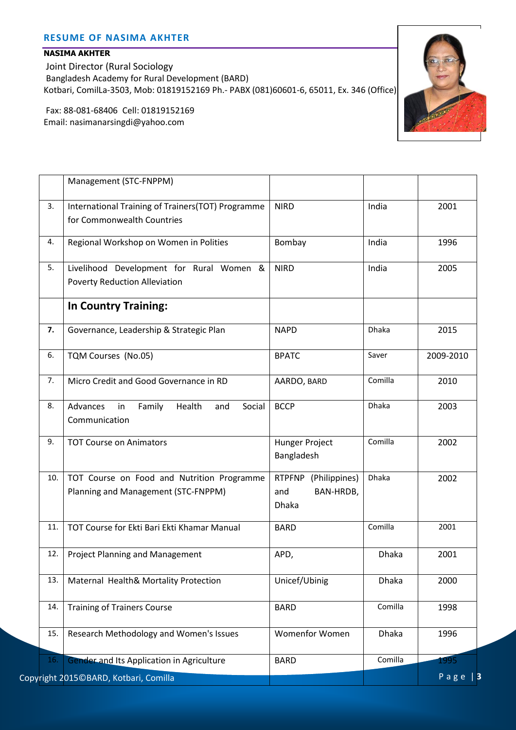## RESUME OF NASIMA AKHTER

**NASIMA AKHTER**

Joint Director (Rural Sociology
Bangladesh Academy for Rural Development (BARD)
Kotbari, ComilLa-3503, Mob: 01819152169 Ph.- PABX (081)60601-6, 65011, Ex. 346 (Office)

Fax: 88-081-68406 Cell: 01819152169
Email: nasimanarsingdi@yahoo.com

| | | | | |
|---|---|---|---|---|
| | Management (STC-FNPPM) | | | |
| 3. | International Training of Trainers(TOT) Programme for Commonwealth Countries | NIRD | India | 2001 |
| 4. | Regional Workshop on Women in Polities | Bombay | India | 1996 |
| 5. | Livelihood Development for Rural Women & Poverty Reduction Alleviation | NIRD | India | 2005 |
| | **In Country Training:** | | | |
| **7.** | Governance, Leadership & Strategic Plan | NAPD | Dhaka | 2015 |
| 6. | TQM Courses (No.05) | BPATC | Saver | 2009-2010 |
| 7. | Micro Credit and Good Governance in RD | AARDO, BARD | Comilla | 2010 |
| 8. | Advances in Family Health and Social Communication | BCCP | Dhaka | 2003 |
| 9. | TOT Course on Animators | Hunger Project Bangladesh | Comilla | 2002 |
| 10. | TOT Course on Food and Nutrition Programme Planning and Management (STC-FNPPM) | RTPFNP (Philippines) and BAN-HRDB, Dhaka | Dhaka | 2002 |
| 11. | TOT Course for Ekti Bari Ekti Khamar Manual | BARD | Comilla | 2001 |
| 12. | Project Planning and Management | APD, | Dhaka | 2001 |
| 13. | Maternal Health& Mortality Protection | Unicef/Ubinig | Dhaka | 2000 |
| 14. | Training of Trainers Course | BARD | Comilla | 1998 |
| 15. | Research Methodology and Women's Issues | Womenfor Women | Dhaka | 1996 |
| 16. | Gender and Its Application in Agriculture | BARD | Comilla | 1995 |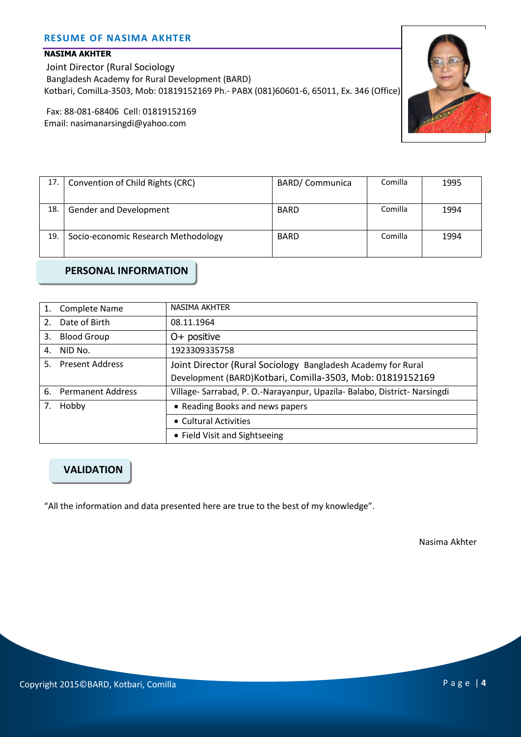## RESUME OF NASIMA AKHTER

**NASIMA AKHTER**

Joint Director (Rural Sociology

Bangladesh Academy for Rural Development (BARD)

Kotbari, ComilLa-3503, Mob: 01819152169 Ph.- PABX (081)60601-6, 65011, Ex. 346 (Office)

Fax: 88-081-68406 Cell: 01819152169

Email: nasimanarsingdi@yahoo.com

| | | | | |
|---|---|---|---|---|
| 17. | Convention of Child Rights (CRC) | BARD/ Communica | Comilla | 1995 |
| 18. | Gender and Development | BARD | Comilla | 1994 |
| 19. | Socio-economic Research Methodology | BARD | Comilla | 1994 |

## PERSONAL INFORMATION

| | |
|---|---|
| 1. Complete Name | NASIMA AKHTER |
| 2. Date of Birth | 08.11.1964 |
| 3. Blood Group | O+ positive |
| 4. NID No. | 1923309335758 |
| 5. Present Address | Joint Director (Rural Sociology Bangladesh Academy for Rural Development (BARD)Kotbari, Comilla-3503, Mob: 01819152169 |
| 6. Permanent Address | Village- Sarrabad, P. O.-Narayanpur, Upazila- Balabo, District- Narsingdi |
| 7. Hobby | • Reading Books and news papers |
| | • Cultural Activities |
| | • Field Visit and Sightseeing |

## VALIDATION

"All the information and data presented here are true to the best of my knowledge".

Nasima Akhter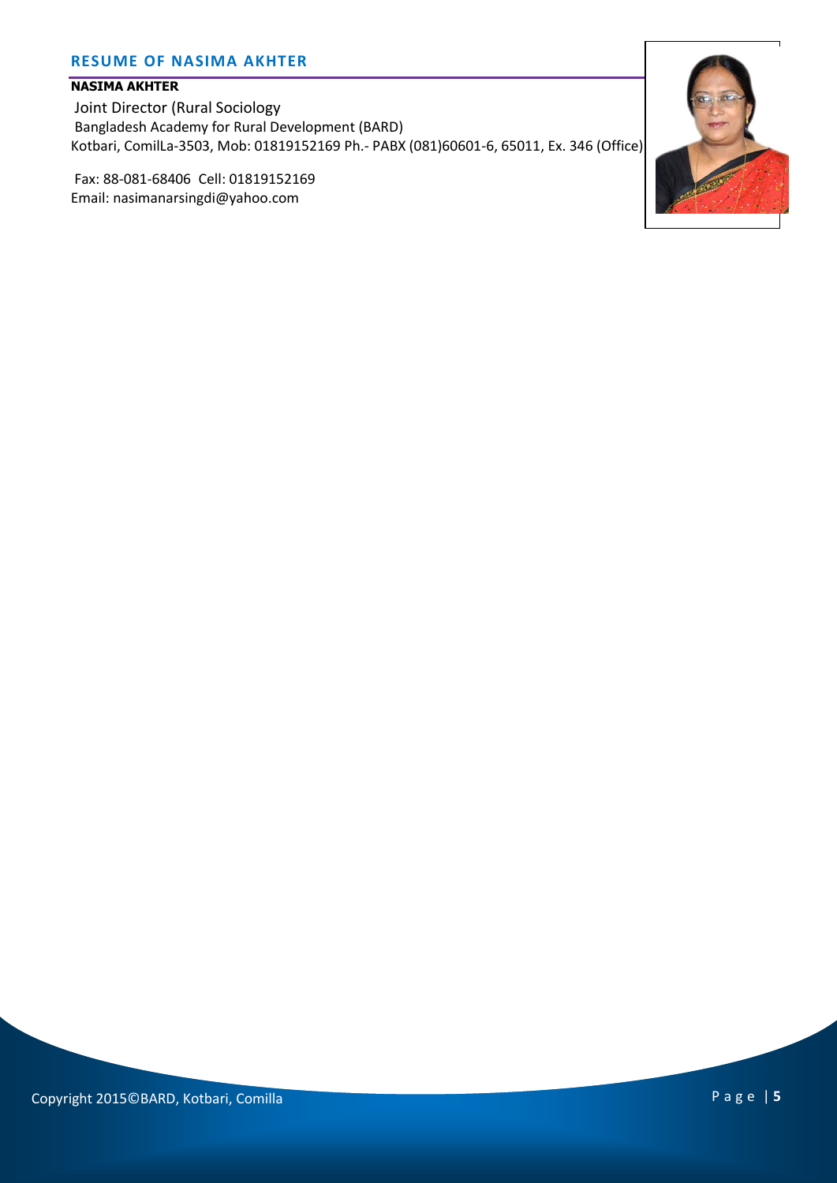## RESUME OF NASIMA AKHTER

**NASIMA AKHTER**

Joint Director (Rural Sociology

Bangladesh Academy for Rural Development (BARD)

Kotbari, ComilLa-3503, Mob: 01819152169 Ph.- PABX (081)60601-6, 65011, Ex. 346 (Office)

Fax: 88-081-68406 Cell: 01819152169

Email: nasimanarsingdi@yahoo.com